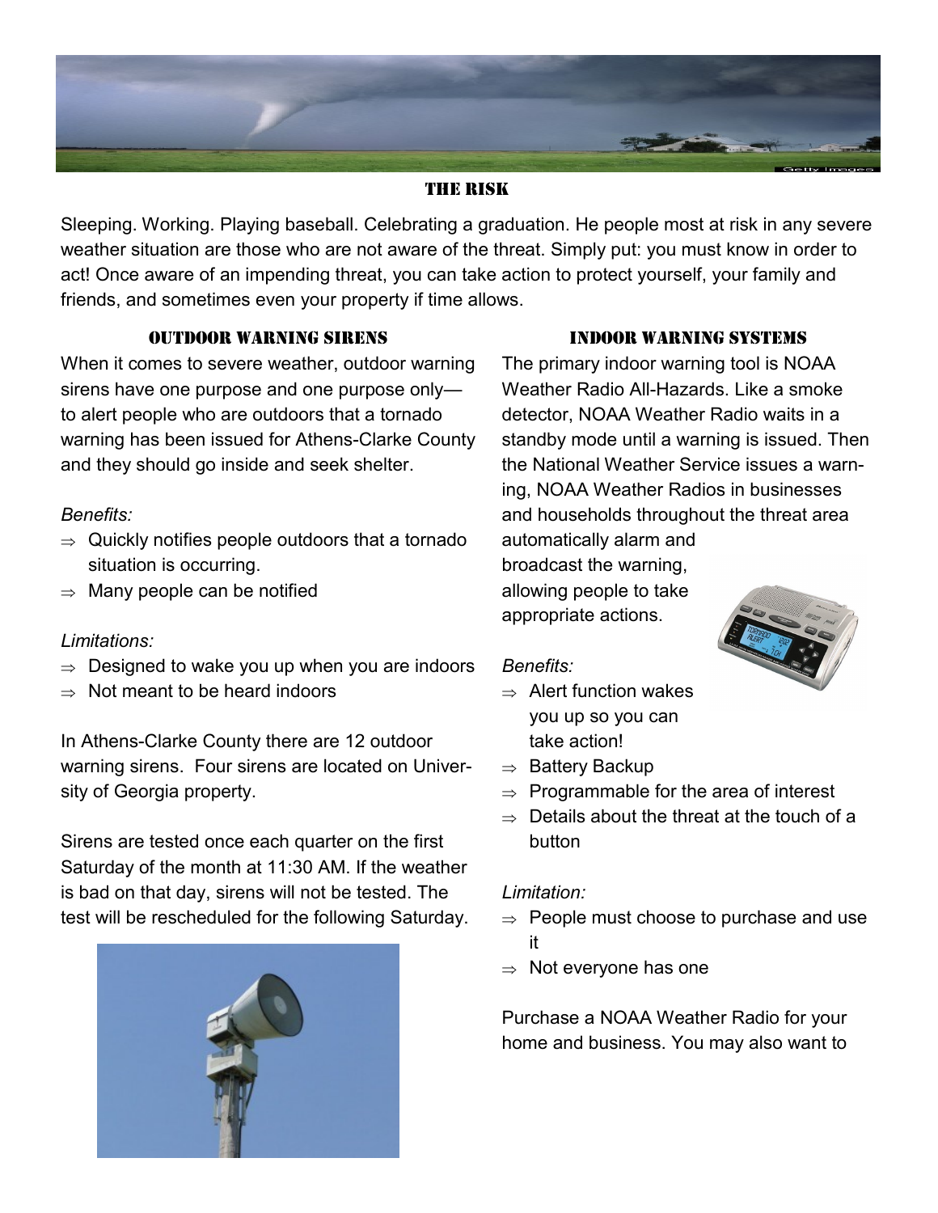## THE RISK

Sleeping. Working. Playing baseball. Celebrating a graduation. He people most at risk in any severe weather situation are those who are not aware of the threat. Simply put: you must know in order to act! Once aware of an impending threat, you can take action to protect yourself, your family and friends, and sometimes even your property if time allows.

### OUTDOOR WARNING SIRENS

When it comes to severe weather, outdoor warning sirens have one purpose and one purpose only—to alert people who are outdoors that a tornado warning has been issued for Athens-Clarke County and they should go inside and seek shelter.

*Benefits:*

⇒ Quickly notifies people outdoors that a tornado situation is occurring.

⇒ Many people can be notified

*Limitations:*

⇒ Designed to wake you up when you are indoors

⇒ Not meant to be heard indoors

In Athens-Clarke County there are 12 outdoor warning sirens. Four sirens are located on University of Georgia property.

Sirens are tested once each quarter on the first Saturday of the month at 11:30 AM. If the weather is bad on that day, sirens will not be tested. The test will be rescheduled for the following Saturday.

### INDOOR WARNING SYSTEMS

The primary indoor warning tool is NOAA Weather Radio All-Hazards. Like a smoke detector, NOAA Weather Radio waits in a standby mode until a warning is issued. Then the National Weather Service issues a warning, NOAA Weather Radios in businesses and households throughout the threat area automatically alarm and broadcast the warning, allowing people to take appropriate actions.

*Benefits:*

⇒ Alert function wakes you up so you can take action!

⇒ Battery Backup

⇒ Programmable for the area of interest

⇒ Details about the threat at the touch of a button

*Limitation:*

⇒ People must choose to purchase and use it

⇒ Not everyone has one

Purchase a NOAA Weather Radio for your home and business. You may also want to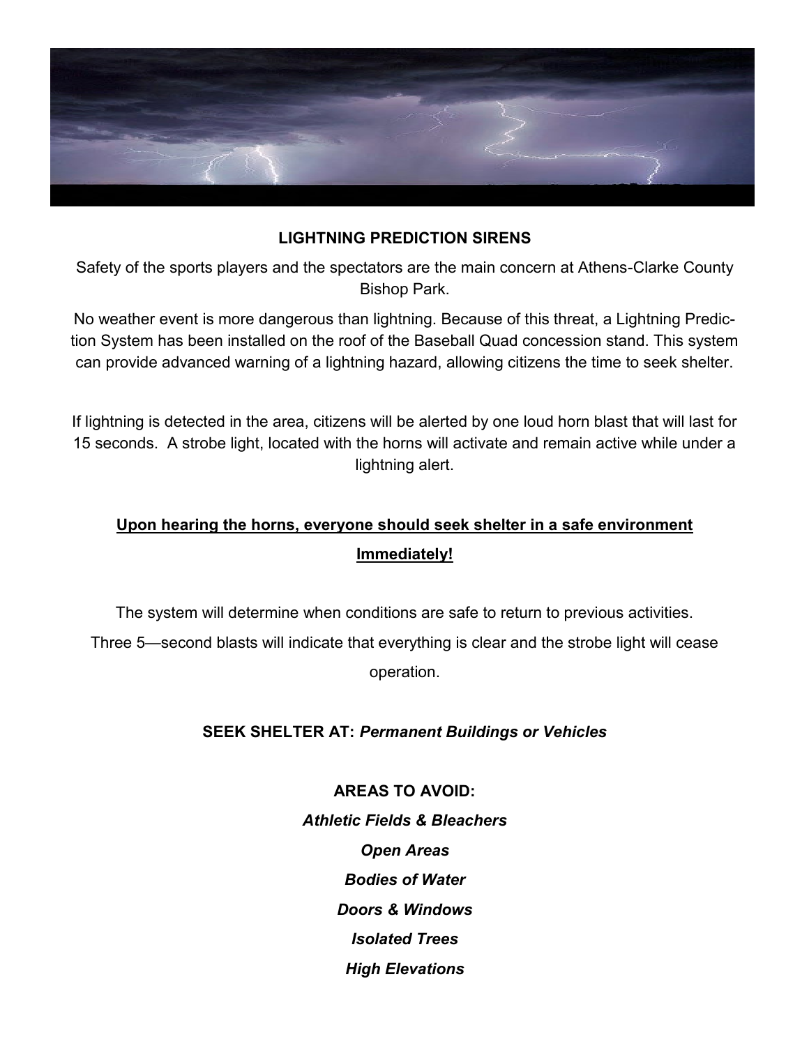## LIGHTNING PREDICTION SIRENS

Safety of the sports players and the spectators are the main concern at Athens-Clarke County Bishop Park.

No weather event is more dangerous than lightning. Because of this threat, a Lightning Prediction System has been installed on the roof of the Baseball Quad concession stand. This system can provide advanced warning of a lightning hazard, allowing citizens the time to seek shelter.

If lightning is detected in the area, citizens will be alerted by one loud horn blast that will last for 15 seconds. A strobe light, located with the horns will activate and remain active while under a lightning alert.

**<u>Upon hearing the horns, everyone should seek shelter in a safe environment Immediately!</u>**

The system will determine when conditions are safe to return to previous activities.

Three 5—second blasts will indicate that everything is clear and the strobe light will cease operation.

**SEEK SHELTER AT:** ***Permanent Buildings or Vehicles***

**AREAS TO AVOID:**

***Athletic Fields & Bleachers***

***Open Areas***

***Bodies of Water***

***Doors & Windows***

***Isolated Trees***

***High Elevations***